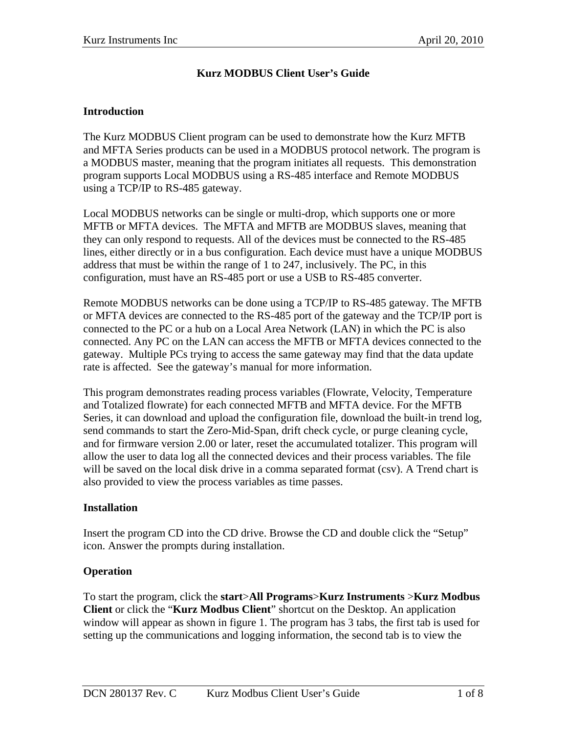# Kurz MODBUS Client User's Guide

## Introduction

The Kurz MODBUS Client program can be used to demonstrate how the Kurz MFTB and MFTA Series products can be used in a MODBUS protocol network. The program is a MODBUS master, meaning that the program initiates all requests. This demonstration program supports Local MODBUS using a RS-485 interface and Remote MODBUS using a TCP/IP to RS-485 gateway.

Local MODBUS networks can be single or multi-drop, which supports one or more MFTB or MFTA devices. The MFTA and MFTB are MODBUS slaves, meaning that they can only respond to requests. All of the devices must be connected to the RS-485 lines, either directly or in a bus configuration. Each device must have a unique MODBUS address that must be within the range of 1 to 247, inclusively. The PC, in this configuration, must have an RS-485 port or use a USB to RS-485 converter.

Remote MODBUS networks can be done using a TCP/IP to RS-485 gateway. The MFTB or MFTA devices are connected to the RS-485 port of the gateway and the TCP/IP port is connected to the PC or a hub on a Local Area Network (LAN) in which the PC is also connected. Any PC on the LAN can access the MFTB or MFTA devices connected to the gateway. Multiple PCs trying to access the same gateway may find that the data update rate is affected. See the gateway's manual for more information.

This program demonstrates reading process variables (Flowrate, Velocity, Temperature and Totalized flowrate) for each connected MFTB and MFTA device. For the MFTB Series, it can download and upload the configuration file, download the built-in trend log, send commands to start the Zero-Mid-Span, drift check cycle, or purge cleaning cycle, and for firmware version 2.00 or later, reset the accumulated totalizer. This program will allow the user to data log all the connected devices and their process variables. The file will be saved on the local disk drive in a comma separated format (csv). A Trend chart is also provided to view the process variables as time passes.

## Installation

Insert the program CD into the CD drive. Browse the CD and double click the "Setup" icon. Answer the prompts during installation.

## Operation

To start the program, click the **start**>**All Programs**>**Kurz Instruments** >**Kurz Modbus Client** or click the "**Kurz Modbus Client**" shortcut on the Desktop. An application window will appear as shown in figure 1. The program has 3 tabs, the first tab is used for setting up the communications and logging information, the second tab is to view the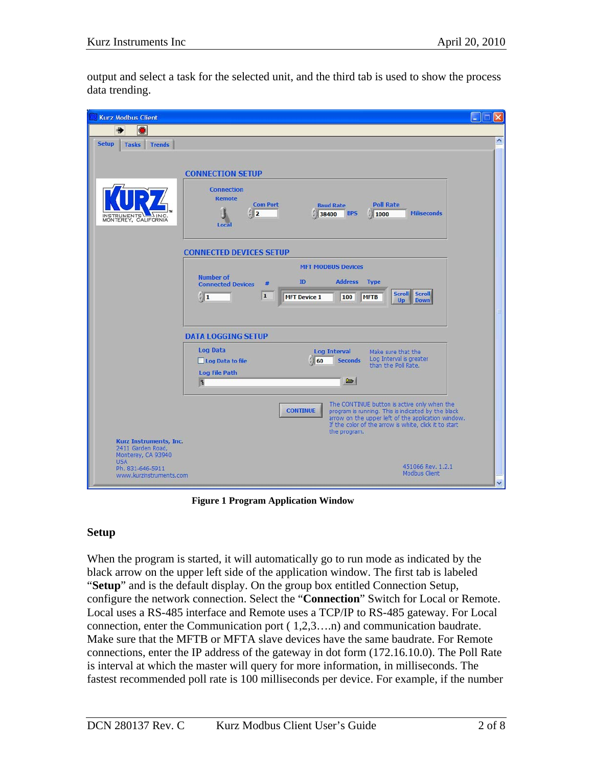output and select a task for the selected unit, and the third tab is used to show the process data trending.

**Figure 1 Program Application Window**

## Setup

When the program is started, it will automatically go to run mode as indicated by the black arrow on the upper left side of the application window. The first tab is labeled "**Setup**" and is the default display. On the group box entitled Connection Setup, configure the network connection. Select the "**Connection**" Switch for Local or Remote. Local uses a RS-485 interface and Remote uses a TCP/IP to RS-485 gateway. For Local connection, enter the Communication port ( 1,2,3….n) and communication baudrate. Make sure that the MFTB or MFTA slave devices have the same baudrate. For Remote connections, enter the IP address of the gateway in dot form (172.16.10.0). The Poll Rate is interval at which the master will query for more information, in milliseconds. The fastest recommended poll rate is 100 milliseconds per device. For example, if the number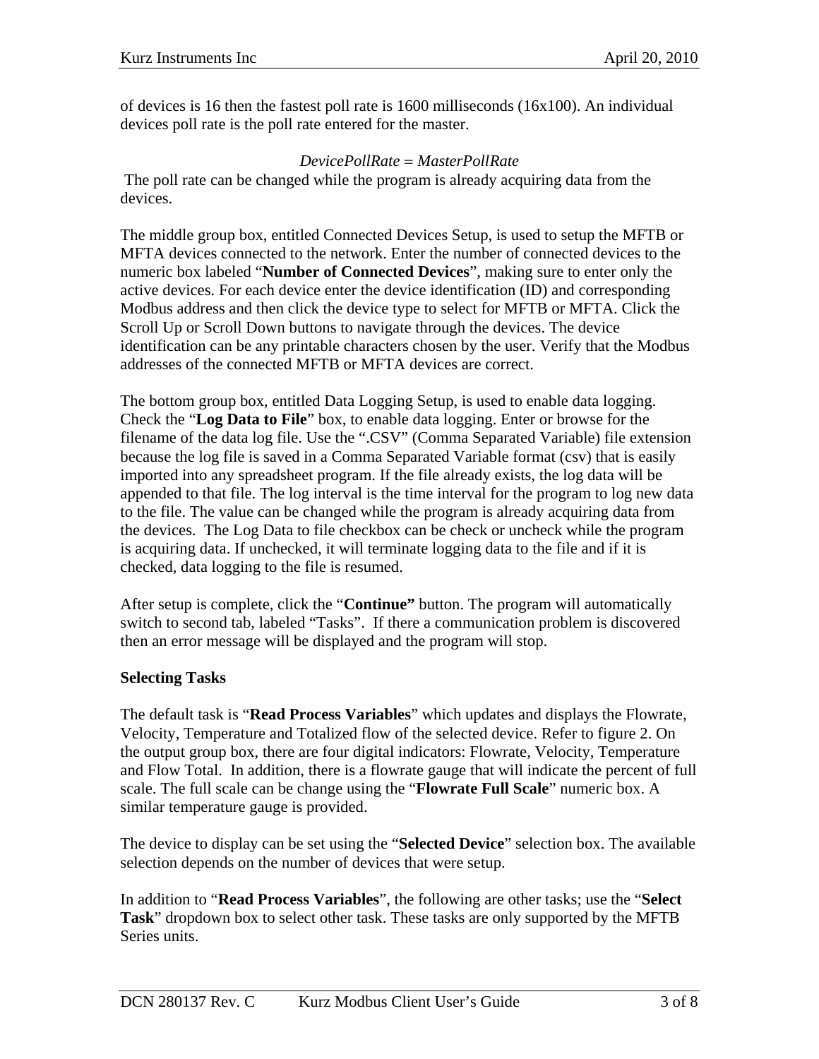of devices is 16 then the fastest poll rate is 1600 milliseconds (16x100). An individual devices poll rate is the poll rate entered for the master.

$$DevicePollRate = MasterPollRate$$

The poll rate can be changed while the program is already acquiring data from the devices.

The middle group box, entitled Connected Devices Setup, is used to setup the MFTB or MFTA devices connected to the network. Enter the number of connected devices to the numeric box labeled "**Number of Connected Devices**", making sure to enter only the active devices. For each device enter the device identification (ID) and corresponding Modbus address and then click the device type to select for MFTB or MFTA. Click the Scroll Up or Scroll Down buttons to navigate through the devices. The device identification can be any printable characters chosen by the user. Verify that the Modbus addresses of the connected MFTB or MFTA devices are correct.

The bottom group box, entitled Data Logging Setup, is used to enable data logging. Check the "**Log Data to File**" box, to enable data logging. Enter or browse for the filename of the data log file. Use the ".CSV" (Comma Separated Variable) file extension because the log file is saved in a Comma Separated Variable format (csv) that is easily imported into any spreadsheet program. If the file already exists, the log data will be appended to that file. The log interval is the time interval for the program to log new data to the file. The value can be changed while the program is already acquiring data from the devices. The Log Data to file checkbox can be check or uncheck while the program is acquiring data. If unchecked, it will terminate logging data to the file and if it is checked, data logging to the file is resumed.

After setup is complete, click the "**Continue"** button. The program will automatically switch to second tab, labeled "Tasks". If there a communication problem is discovered then an error message will be displayed and the program will stop.

**Selecting Tasks**

The default task is "**Read Process Variables**" which updates and displays the Flowrate, Velocity, Temperature and Totalized flow of the selected device. Refer to figure 2. On the output group box, there are four digital indicators: Flowrate, Velocity, Temperature and Flow Total. In addition, there is a flowrate gauge that will indicate the percent of full scale. The full scale can be change using the "**Flowrate Full Scale**" numeric box. A similar temperature gauge is provided.

The device to display can be set using the "**Selected Device**" selection box. The available selection depends on the number of devices that were setup.

In addition to "**Read Process Variables**", the following are other tasks; use the "**Select Task**" dropdown box to select other task. These tasks are only supported by the MFTB Series units.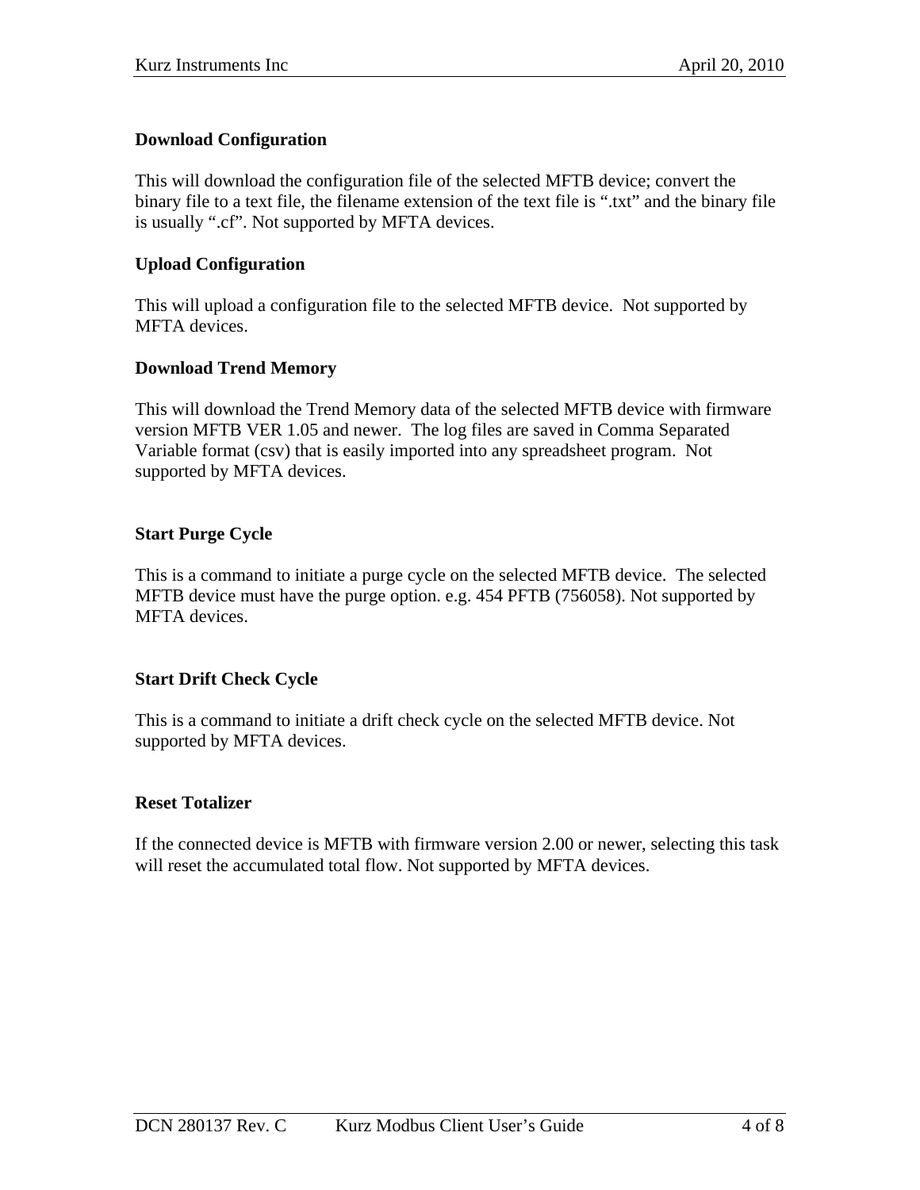### Download Configuration

This will download the configuration file of the selected MFTB device; convert the binary file to a text file, the filename extension of the text file is ".txt" and the binary file is usually ".cf". Not supported by MFTA devices.

### Upload Configuration

This will upload a configuration file to the selected MFTB device. Not supported by MFTA devices.

### Download Trend Memory

This will download the Trend Memory data of the selected MFTB device with firmware version MFTB VER 1.05 and newer. The log files are saved in Comma Separated Variable format (csv) that is easily imported into any spreadsheet program. Not supported by MFTA devices.

### Start Purge Cycle

This is a command to initiate a purge cycle on the selected MFTB device. The selected MFTB device must have the purge option. e.g. 454 PFTB (756058). Not supported by MFTA devices.

### Start Drift Check Cycle

This is a command to initiate a drift check cycle on the selected MFTB device. Not supported by MFTA devices.

### Reset Totalizer

If the connected device is MFTB with firmware version 2.00 or newer, selecting this task will reset the accumulated total flow. Not supported by MFTA devices.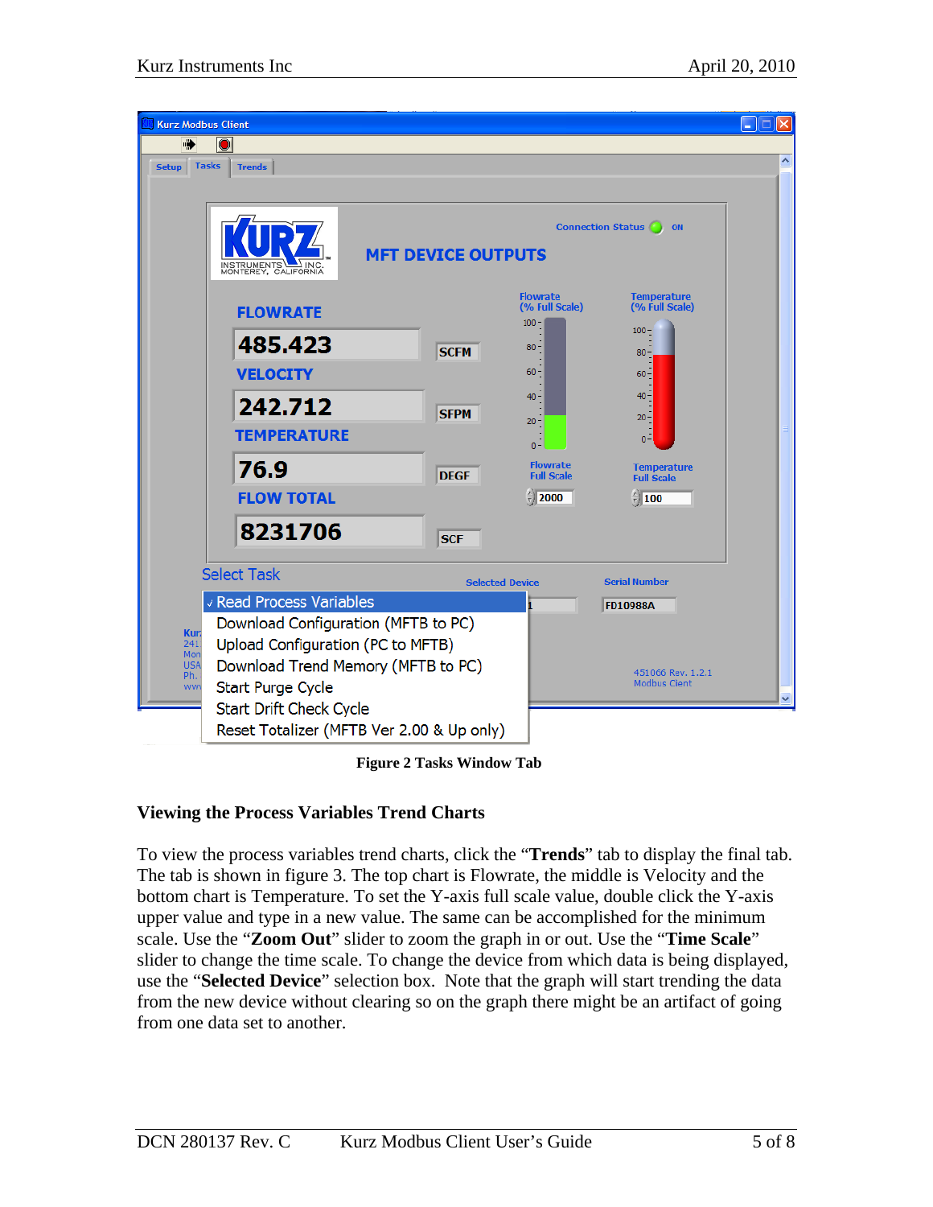Figure 2 Tasks Window Tab

## Viewing the Process Variables Trend Charts

To view the process variables trend charts, click the "**Trends**" tab to display the final tab. The tab is shown in figure 3. The top chart is Flowrate, the middle is Velocity and the bottom chart is Temperature. To set the Y-axis full scale value, double click the Y-axis upper value and type in a new value. The same can be accomplished for the minimum scale. Use the "**Zoom Out**" slider to zoom the graph in or out. Use the "**Time Scale**" slider to change the time scale. To change the device from which data is being displayed, use the "**Selected Device**" selection box. Note that the graph will start trending the data from the new device without clearing so on the graph there might be an artifact of going from one data set to another.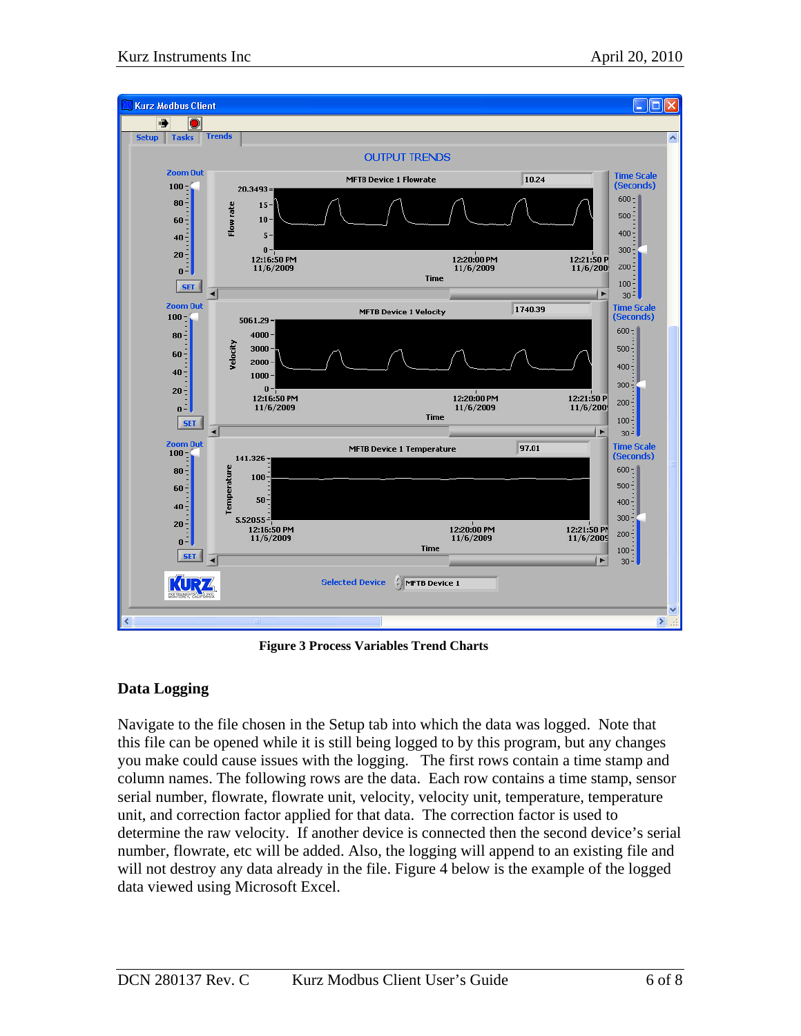Figure 3 Process Variables Trend Charts

## Data Logging

Navigate to the file chosen in the Setup tab into which the data was logged. Note that this file can be opened while it is still being logged to by this program, but any changes you make could cause issues with the logging. The first rows contain a time stamp and column names. The following rows are the data. Each row contains a time stamp, sensor serial number, flowrate, flowrate unit, velocity, velocity unit, temperature, temperature unit, and correction factor applied for that data. The correction factor is used to determine the raw velocity. If another device is connected then the second device's serial number, flowrate, etc will be added. Also, the logging will append to an existing file and will not destroy any data already in the file. Figure 4 below is the example of the logged data viewed using Microsoft Excel.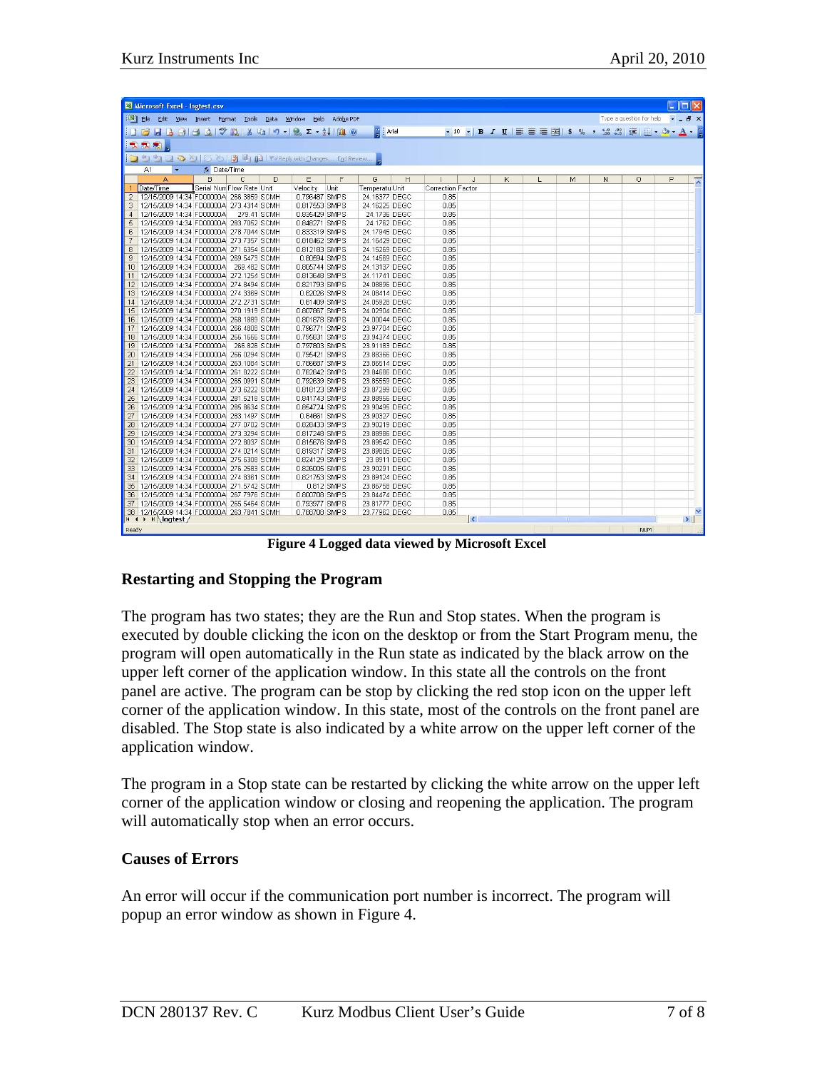| Date/Time | Serial Num | Flow Rate | Unit | Velocity | Unit | Temperatu | Unit | Correction Factor |
|---|---|---|---|---|---|---|---|---|
| 12/15/2009 14:34 | FD00000A | 266.3859 | SCMH | 0.796487 | SMPS | 24.16377 | DEGC | 0.85 |
| 12/15/2009 14:34 | FD00000A | 273.4314 | SCMH | 0.817553 | SMPS | 24.16225 | DEGC | 0.85 |
| 12/15/2009 14:34 | FD00000A | 279.41 | SCMH | 0.835429 | SMPS | 24.1736 | DEGC | 0.85 |
| 12/15/2009 14:34 | FD00000A | 283.7052 | SCMH | 0.848271 | SMPS | 24.1762 | DEGC | 0.85 |
| 12/15/2009 14:34 | FD00000A | 278.7044 | SCMH | 0.833319 | SMPS | 24.17945 | DEGC | 0.85 |
| 12/15/2009 14:34 | FD00000A | 273.7367 | SCMH | 0.818462 | SMPS | 24.16429 | DEGC | 0.85 |
| 12/15/2009 14:34 | FD00000A | 271.6354 | SCMH | 0.812183 | SMPS | 24.15269 | DEGC | 0.85 |
| 12/15/2009 14:34 | FD00000A | 269.5473 | SCMH | 0.80594 | SMPS | 24.14569 | DEGC | 0.85 |
| 12/15/2009 14:34 | FD00000A | 269.482 | SCMH | 0.805744 | SMPS | 24.13137 | DEGC | 0.85 |
| 12/15/2009 14:34 | FD00000A | 272.1254 | SCMH | 0.813648 | SMPS | 24.11741 | DEGC | 0.85 |
| 12/15/2009 14:34 | FD00000A | 274.8494 | SCMH | 0.821793 | SMPS | 24.08896 | DEGC | 0.85 |
| 12/15/2009 14:34 | FD00000A | 274.3369 | SCMH | 0.82026 | SMPS | 24.08414 | DEGC | 0.85 |
| 12/15/2009 14:34 | FD00000A | 272.2731 | SCMH | 0.81409 | SMPS | 24.05928 | DEGC | 0.85 |
| 12/15/2009 14:34 | FD00000A | 270.1919 | SCMH | 0.807867 | SMPS | 24.02504 | DEGC | 0.85 |
| 12/15/2009 14:34 | FD00000A | 268.1889 | SCMH | 0.801878 | SMPS | 24.00044 | DEGC | 0.85 |
| 12/15/2009 14:34 | FD00000A | 266.4908 | SCMH | 0.796771 | SMPS | 23.97704 | DEGC | 0.85 |
| 12/15/2009 14:34 | FD00000A | 266.1666 | SCMH | 0.795831 | SMPS | 23.94374 | DEGC | 0.85 |
| 12/15/2009 14:34 | FD00000A | 266.826 | SCMH | 0.797803 | SMPS | 23.91183 | DEGC | 0.85 |
| 12/15/2009 14:34 | FD00000A | 266.0294 | SCMH | 0.795421 | SMPS | 23.88366 | DEGC | 0.85 |
| 12/15/2009 14:34 | FD00000A | 263.1084 | SCMH | 0.786687 | SMPS | 23.86514 | DEGC | 0.85 |
| 12/15/2009 14:34 | FD00000A | 261.8222 | SCMH | 0.782842 | SMPS | 23.84686 | DEGC | 0.85 |
| 12/15/2009 14:34 | FD00000A | 265.0991 | SCMH | 0.792639 | SMPS | 23.85559 | DEGC | 0.85 |
| 12/15/2009 14:34 | FD00000A | 273.6222 | SCMH | 0.818123 | SMPS | 23.87298 | DEGC | 0.85 |
| 12/15/2009 14:34 | FD00000A | 281.5218 | SCMH | 0.841743 | SMPS | 23.88956 | DEGC | 0.85 |
| 12/15/2009 14:34 | FD00000A | 285.8634 | SCMH | 0.854724 | SMPS | 23.90495 | DEGC | 0.85 |
| 12/15/2009 14:34 | FD00000A | 283.1497 | SCMH | 0.84661 | SMPS | 23.90327 | DEGC | 0.85 |
| 12/15/2009 14:34 | FD00000A | 277.0702 | SCMH | 0.828433 | SMPS | 23.90219 | DEGC | 0.85 |
| 12/15/2009 14:34 | FD00000A | 273.3294 | SCMH | 0.817248 | SMPS | 23.88986 | DEGC | 0.85 |
| 12/15/2009 14:34 | FD00000A | 272.8037 | SCMH | 0.815676 | SMPS | 23.89542 | DEGC | 0.85 |
| 12/15/2009 14:34 | FD00000A | 274.0214 | SCMH | 0.819317 | SMPS | 23.89805 | DEGC | 0.85 |
| 12/15/2009 14:34 | FD00000A | 275.6308 | SCMH | 0.824129 | SMPS | 23.8911 | DEGC | 0.85 |
| 12/15/2009 14:34 | FD00000A | 276.2583 | SCMH | 0.826005 | SMPS | 23.90291 | DEGC | 0.85 |
| 12/15/2009 14:34 | FD00000A | 274.8361 | SCMH | 0.821753 | SMPS | 23.89124 | DEGC | 0.85 |
| 12/15/2009 14:34 | FD00000A | 271.5742 | SCMH | 0.812 | SMPS | 23.86758 | DEGC | 0.85 |
| 12/15/2009 14:34 | FD00000A | 267.7976 | SCMH | 0.800708 | SMPS | 23.84474 | DEGC | 0.85 |
| 12/15/2009 14:34 | FD00000A | 265.5464 | SCMH | 0.793977 | SMPS | 23.81777 | DEGC | 0.85 |
| 12/15/2009 14:34 | FD00000A | 263.7841 | SCMH | 0.788708 | SMPS | 23.77962 | DEGC | 0.85 |

**Figure 4 Logged data viewed by Microsoft Excel**

## Restarting and Stopping the Program

The program has two states; they are the Run and Stop states. When the program is executed by double clicking the icon on the desktop or from the Start Program menu, the program will open automatically in the Run state as indicated by the black arrow on the upper left corner of the application window. In this state all the controls on the front panel are active. The program can be stop by clicking the red stop icon on the upper left corner of the application window. In this state, most of the controls on the front panel are disabled. The Stop state is also indicated by a white arrow on the upper left corner of the application window.

The program in a Stop state can be restarted by clicking the white arrow on the upper left corner of the application window or closing and reopening the application. The program will automatically stop when an error occurs.

## Causes of Errors

An error will occur if the communication port number is incorrect. The program will popup an error window as shown in Figure 4.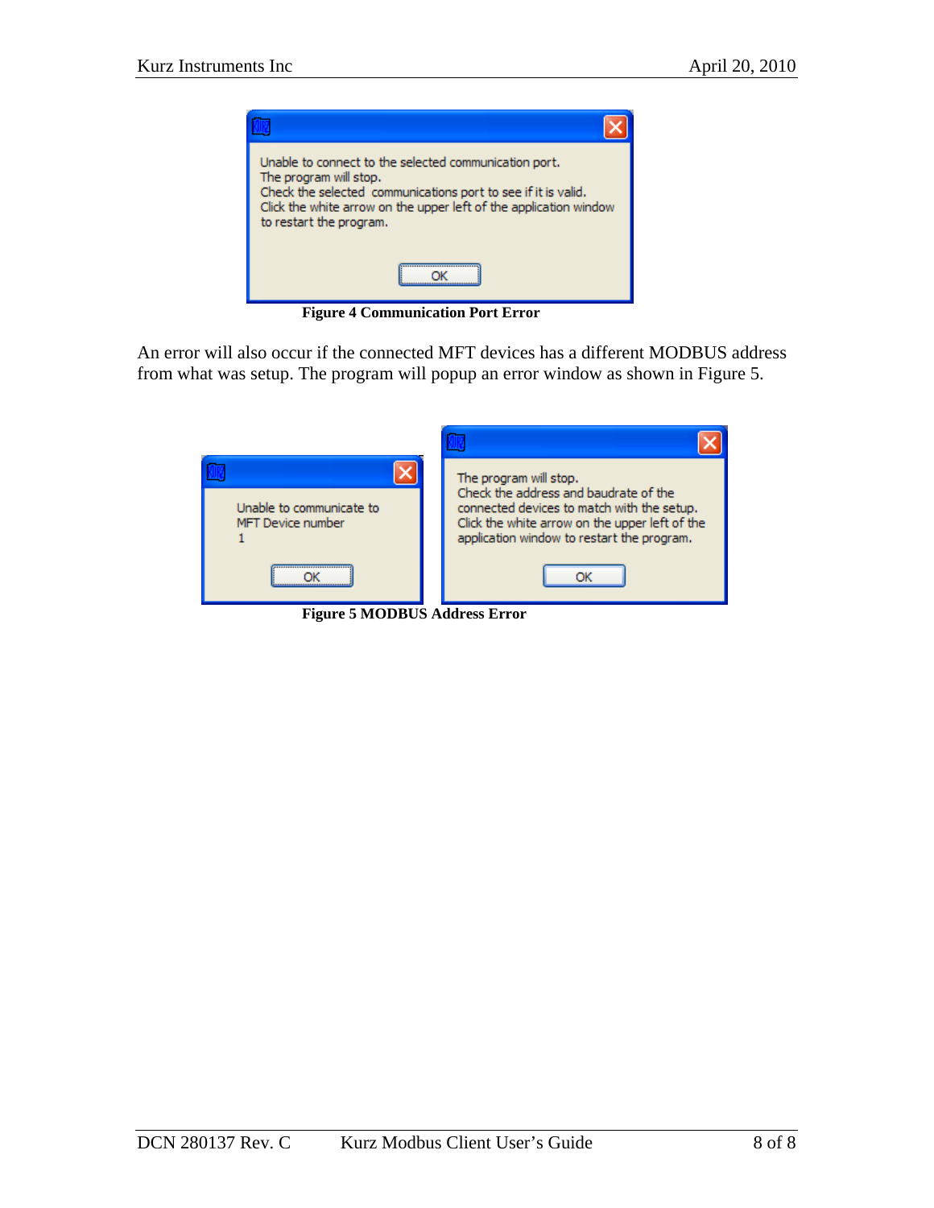Unable to connect to the selected communication port.
The program will stop.
Check the selected communications port to see if it is valid.
Click the white arrow on the upper left of the application window to restart the program.

OK

**Figure 4 Communication Port Error**

An error will also occur if the connected MFT devices has a different MODBUS address from what was setup. The program will popup an error window as shown in Figure 5.

Unable to communicate to MFT Device number 1

OK

The program will stop.
Check the address and baudrate of the connected devices to match with the setup.
Click the white arrow on the upper left of the application window to restart the program.

OK

**Figure 5 MODBUS Address Error**